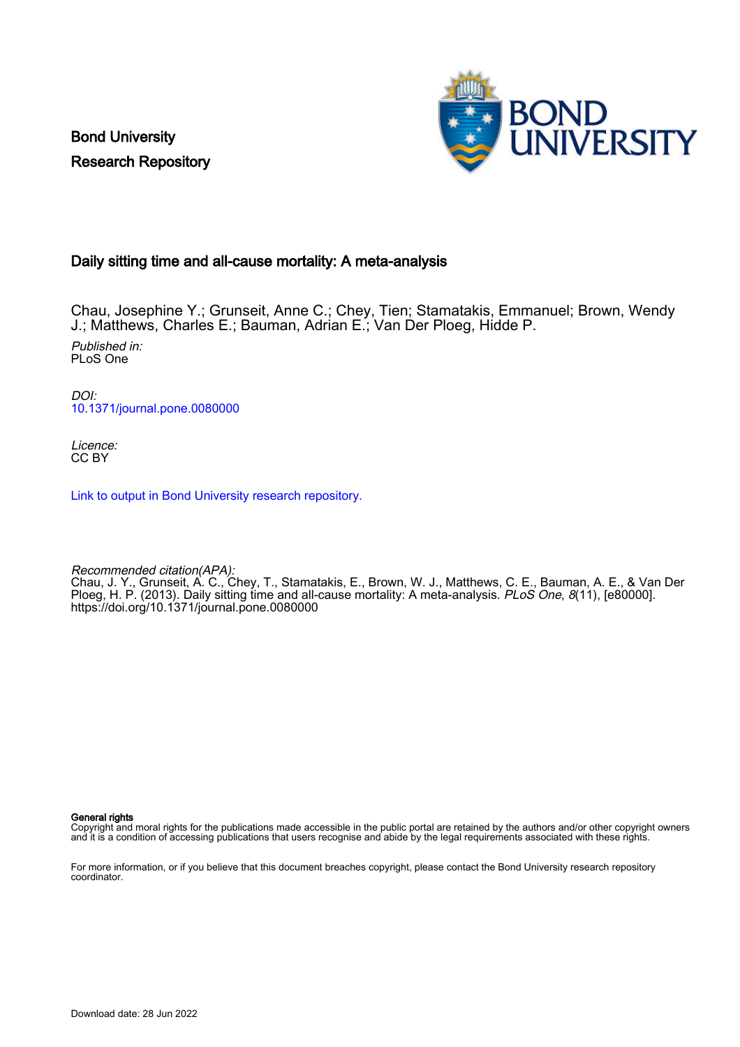Bond University
Research Repository

# Daily sitting time and all-cause mortality: A meta-analysis

Chau, Josephine Y.; Grunseit, Anne C.; Chey, Tien; Stamatakis, Emmanuel; Brown, Wendy J.; Matthews, Charles E.; Bauman, Adrian E.; Van Der Ploeg, Hidde P.

*Published in:*
PLoS One

*DOI:*
10.1371/journal.pone.0080000

*Licence:*
CC BY

Link to output in Bond University research repository.

*Recommended citation(APA):*
Chau, J. Y., Grunseit, A. C., Chey, T., Stamatakis, E., Brown, W. J., Matthews, C. E., Bauman, A. E., & Van Der Ploeg, H. P. (2013). Daily sitting time and all-cause mortality: A meta-analysis. *PLoS One*, *8*(11), [e80000]. https://doi.org/10.1371/journal.pone.0080000

**General rights**
Copyright and moral rights for the publications made accessible in the public portal are retained by the authors and/or other copyright owners and it is a condition of accessing publications that users recognise and abide by the legal requirements associated with these rights.

For more information, or if you believe that this document breaches copyright, please contact the Bond University research repository coordinator.

Download date: 28 Jun 2022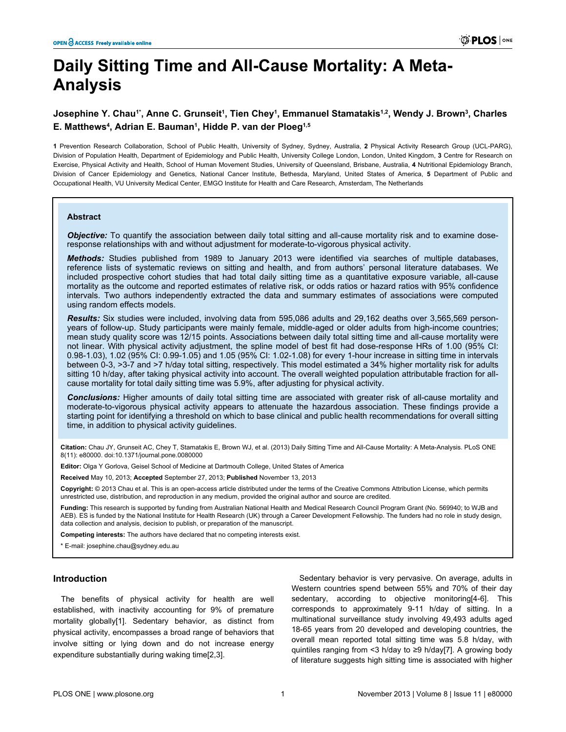# Daily Sitting Time and All-Cause Mortality: A Meta-Analysis

**Josephine Y. Chau[1*], Anne C. Grunseit[1], Tien Chey[1], Emmanuel Stamatakis[1,2], Wendy J. Brown[3], Charles E. Matthews[4], Adrian E. Bauman[1], Hidde P. van der Ploeg[1,5]**

**1** Prevention Research Collaboration, School of Public Health, University of Sydney, Sydney, Australia, **2** Physical Activity Research Group (UCL-PARG), Division of Population Health, Department of Epidemiology and Public Health, University College London, London, United Kingdom, **3** Centre for Research on Exercise, Physical Activity and Health, School of Human Movement Studies, University of Queensland, Brisbane, Australia, **4** Nutritional Epidemiology Branch, Division of Cancer Epidemiology and Genetics, National Cancer Institute, Bethesda, Maryland, United States of America, **5** Department of Public and Occupational Health, VU University Medical Center, EMGO Institute for Health and Care Research, Amsterdam, The Netherlands

## Abstract

***Objective:*** To quantify the association between daily total sitting and all-cause mortality risk and to examine dose-response relationships with and without adjustment for moderate-to-vigorous physical activity.

***Methods:*** Studies published from 1989 to January 2013 were identified via searches of multiple databases, reference lists of systematic reviews on sitting and health, and from authors' personal literature databases. We included prospective cohort studies that had total daily sitting time as a quantitative exposure variable, all-cause mortality as the outcome and reported estimates of relative risk, or odds ratios or hazard ratios with 95% confidence intervals. Two authors independently extracted the data and summary estimates of associations were computed using random effects models.

***Results:*** Six studies were included, involving data from 595,086 adults and 29,162 deaths over 3,565,569 person-years of follow-up. Study participants were mainly female, middle-aged or older adults from high-income countries; mean study quality score was 12/15 points. Associations between daily total sitting time and all-cause mortality were not linear. With physical activity adjustment, the spline model of best fit had dose-response HRs of 1.00 (95% CI: 0.98-1.03), 1.02 (95% CI: 0.99-1.05) and 1.05 (95% CI: 1.02-1.08) for every 1-hour increase in sitting time in intervals between 0-3, >3-7 and >7 h/day total sitting, respectively. This model estimated a 34% higher mortality risk for adults sitting 10 h/day, after taking physical activity into account. The overall weighted population attributable fraction for all-cause mortality for total daily sitting time was 5.9%, after adjusting for physical activity.

***Conclusions:*** Higher amounts of daily total sitting time are associated with greater risk of all-cause mortality and moderate-to-vigorous physical activity appears to attenuate the hazardous association. These findings provide a starting point for identifying a threshold on which to base clinical and public health recommendations for overall sitting time, in addition to physical activity guidelines.

**Citation:** Chau JY, Grunseit AC, Chey T, Stamatakis E, Brown WJ, et al. (2013) Daily Sitting Time and All-Cause Mortality: A Meta-Analysis. PLoS ONE 8(11): e80000. doi:10.1371/journal.pone.0080000

**Editor:** Olga Y Gorlova, Geisel School of Medicine at Dartmouth College, United States of America

**Received** May 10, 2013; **Accepted** September 27, 2013; **Published** November 13, 2013

**Copyright:** © 2013 Chau et al. This is an open-access article distributed under the terms of the Creative Commons Attribution License, which permits unrestricted use, distribution, and reproduction in any medium, provided the original author and source are credited.

**Funding:** This research is supported by funding from Australian National Health and Medical Research Council Program Grant (No. 569940; to WJB and AEB). ES is funded by the National Institute for Health Research (UK) through a Career Development Fellowship. The funders had no role in study design, data collection and analysis, decision to publish, or preparation of the manuscript.

**Competing interests:** The authors have declared that no competing interests exist.

\* E-mail: josephine.chau@sydney.edu.au

## Introduction

The benefits of physical activity for health are well established, with inactivity accounting for 9% of premature mortality globally[1]. Sedentary behavior, as distinct from physical activity, encompasses a broad range of behaviors that involve sitting or lying down and do not increase energy expenditure substantially during waking time[2,3].

Sedentary behavior is very pervasive. On average, adults in Western countries spend between 55% and 70% of their day sedentary, according to objective monitoring[4-6]. This corresponds to approximately 9-11 h/day of sitting. In a multinational surveillance study involving 49,493 adults aged 18-65 years from 20 developed and developing countries, the overall mean reported total sitting time was 5.8 h/day, with quintiles ranging from <3 h/day to ≥9 h/day[7]. A growing body of literature suggests high sitting time is associated with higher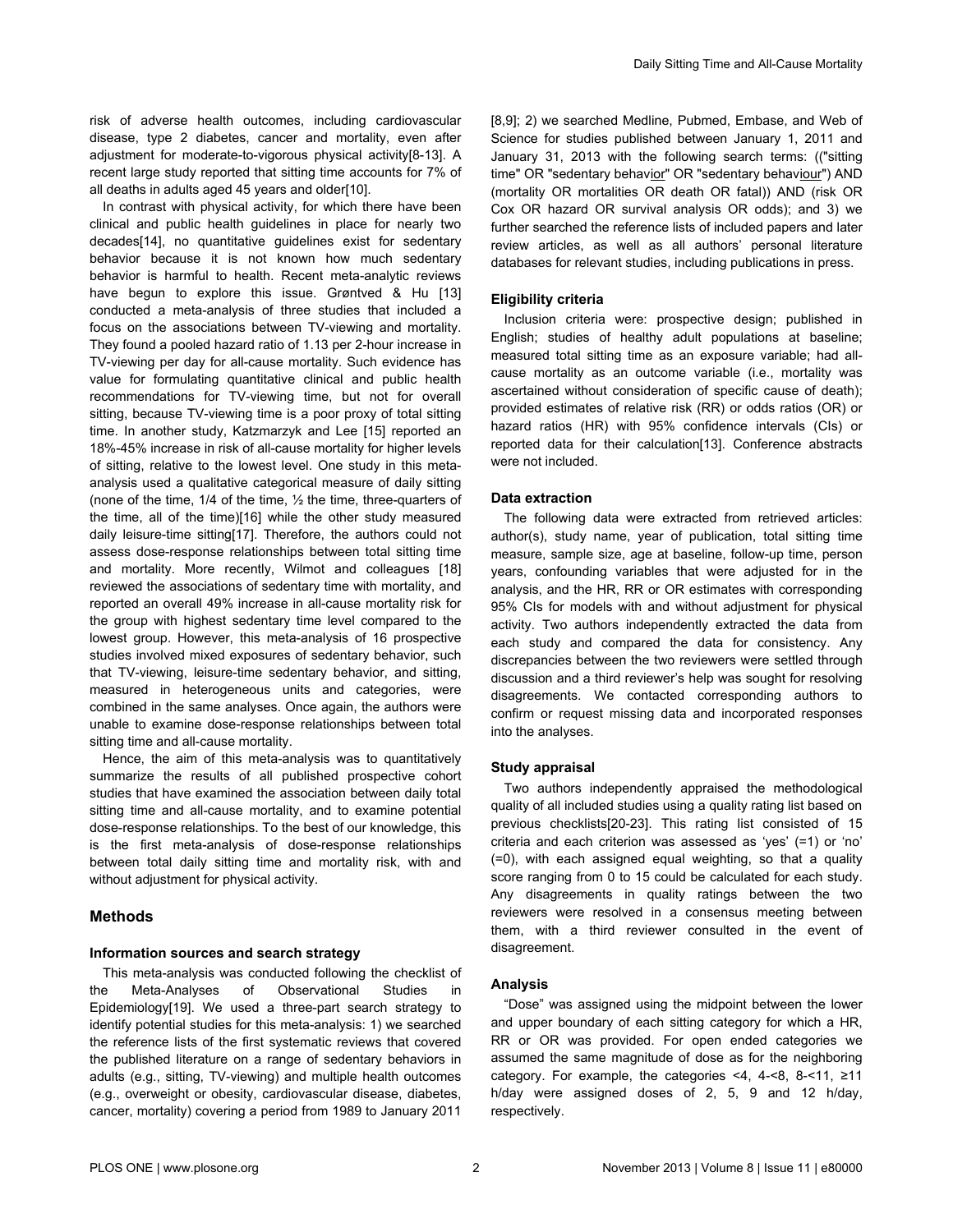risk of adverse health outcomes, including cardiovascular disease, type 2 diabetes, cancer and mortality, even after adjustment for moderate-to-vigorous physical activity[8-13]. A recent large study reported that sitting time accounts for 7% of all deaths in adults aged 45 years and older[10].

In contrast with physical activity, for which there have been clinical and public health guidelines in place for nearly two decades[14], no quantitative guidelines exist for sedentary behavior because it is not known how much sedentary behavior is harmful to health. Recent meta-analytic reviews have begun to explore this issue. Grøntved & Hu [13] conducted a meta-analysis of three studies that included a focus on the associations between TV-viewing and mortality. They found a pooled hazard ratio of 1.13 per 2-hour increase in TV-viewing per day for all-cause mortality. Such evidence has value for formulating quantitative clinical and public health recommendations for TV-viewing time, but not for overall sitting, because TV-viewing time is a poor proxy of total sitting time. In another study, Katzmarzyk and Lee [15] reported an 18%-45% increase in risk of all-cause mortality for higher levels of sitting, relative to the lowest level. One study in this meta-analysis used a qualitative categorical measure of daily sitting (none of the time, 1/4 of the time, ½ the time, three-quarters of the time, all of the time)[16] while the other study measured daily leisure-time sitting[17]. Therefore, the authors could not assess dose-response relationships between total sitting time and mortality. More recently, Wilmot and colleagues [18] reviewed the associations of sedentary time with mortality, and reported an overall 49% increase in all-cause mortality risk for the group with highest sedentary time level compared to the lowest group. However, this meta-analysis of 16 prospective studies involved mixed exposures of sedentary behavior, such that TV-viewing, leisure-time sedentary behavior, and sitting, measured in heterogeneous units and categories, were combined in the same analyses. Once again, the authors were unable to examine dose-response relationships between total sitting time and all-cause mortality.

Hence, the aim of this meta-analysis was to quantitatively summarize the results of all published prospective cohort studies that have examined the association between daily total sitting time and all-cause mortality, and to examine potential dose-response relationships. To the best of our knowledge, this is the first meta-analysis of dose-response relationships between total daily sitting time and mortality risk, with and without adjustment for physical activity.

## Methods

### Information sources and search strategy

This meta-analysis was conducted following the checklist of the Meta-Analyses of Observational Studies in Epidemiology[19]. We used a three-part search strategy to identify potential studies for this meta-analysis: 1) we searched the reference lists of the first systematic reviews that covered the published literature on a range of sedentary behaviors in adults (e.g., sitting, TV-viewing) and multiple health outcomes (e.g., overweight or obesity, cardiovascular disease, diabetes, cancer, mortality) covering a period from 1989 to January 2011 [8,9]; 2) we searched Medline, Pubmed, Embase, and Web of Science for studies published between January 1, 2011 and January 31, 2013 with the following search terms: (("sitting time" OR "sedentary behavior" OR "sedentary behaviour") AND (mortality OR mortalities OR death OR fatal)) AND (risk OR Cox OR hazard OR survival analysis OR odds); and 3) we further searched the reference lists of included papers and later review articles, as well as all authors' personal literature databases for relevant studies, including publications in press.

### Eligibility criteria

Inclusion criteria were: prospective design; published in English; studies of healthy adult populations at baseline; measured total sitting time as an exposure variable; had all-cause mortality as an outcome variable (i.e., mortality was ascertained without consideration of specific cause of death); provided estimates of relative risk (RR) or odds ratios (OR) or hazard ratios (HR) with 95% confidence intervals (CIs) or reported data for their calculation[13]. Conference abstracts were not included.

### Data extraction

The following data were extracted from retrieved articles: author(s), study name, year of publication, total sitting time measure, sample size, age at baseline, follow-up time, person years, confounding variables that were adjusted for in the analysis, and the HR, RR or OR estimates with corresponding 95% CIs for models with and without adjustment for physical activity. Two authors independently extracted the data from each study and compared the data for consistency. Any discrepancies between the two reviewers were settled through discussion and a third reviewer's help was sought for resolving disagreements. We contacted corresponding authors to confirm or request missing data and incorporated responses into the analyses.

### Study appraisal

Two authors independently appraised the methodological quality of all included studies using a quality rating list based on previous checklists[20-23]. This rating list consisted of 15 criteria and each criterion was assessed as 'yes' (=1) or 'no' (=0), with each assigned equal weighting, so that a quality score ranging from 0 to 15 could be calculated for each study. Any disagreements in quality ratings between the two reviewers were resolved in a consensus meeting between them, with a third reviewer consulted in the event of disagreement.

### Analysis

"Dose" was assigned using the midpoint between the lower and upper boundary of each sitting category for which a HR, RR or OR was provided. For open ended categories we assumed the same magnitude of dose as for the neighboring category. For example, the categories <4, 4-<8, 8-<11, ≥11 h/day were assigned doses of 2, 5, 9 and 12 h/day, respectively.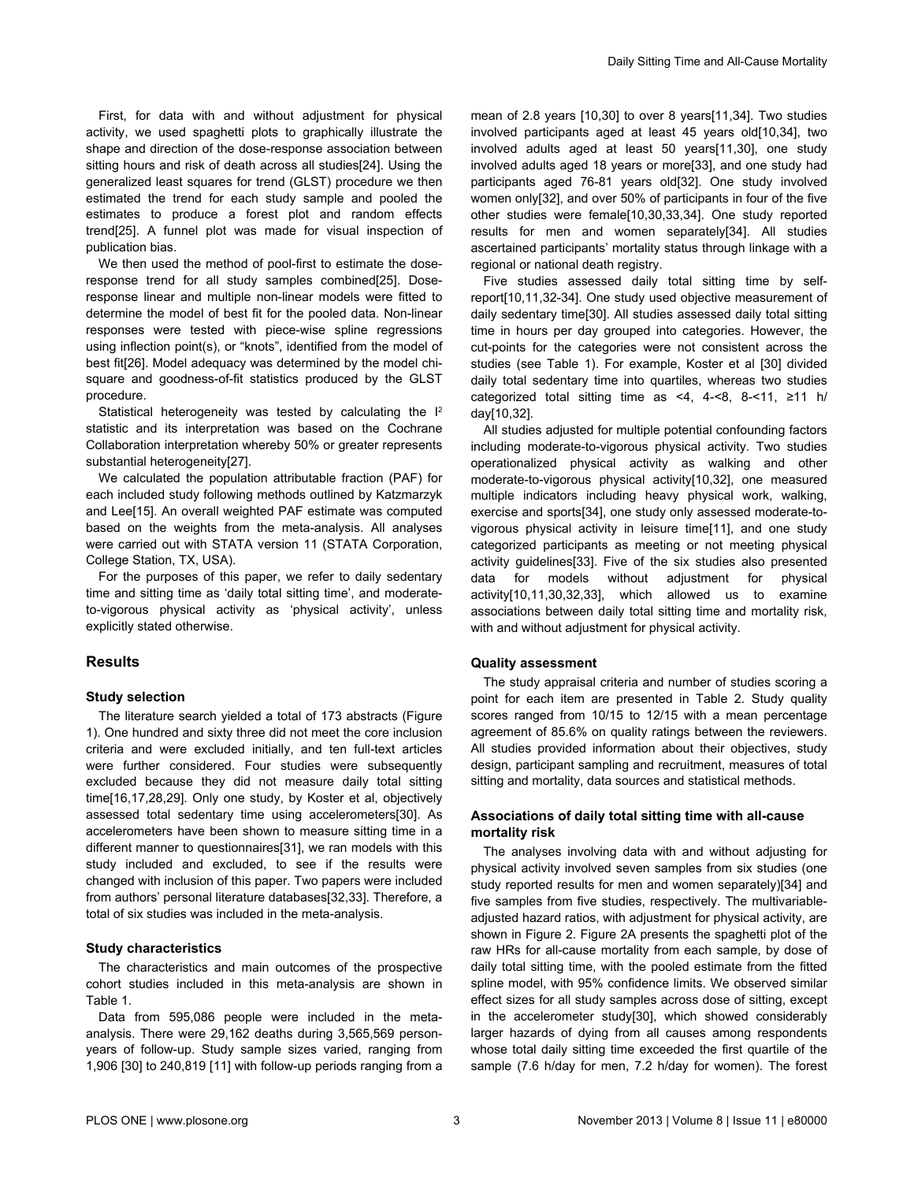First, for data with and without adjustment for physical activity, we used spaghetti plots to graphically illustrate the shape and direction of the dose-response association between sitting hours and risk of death across all studies[24]. Using the generalized least squares for trend (GLST) procedure we then estimated the trend for each study sample and pooled the estimates to produce a forest plot and random effects trend[25]. A funnel plot was made for visual inspection of publication bias.

We then used the method of pool-first to estimate the dose-response trend for all study samples combined[25]. Dose-response linear and multiple non-linear models were fitted to determine the model of best fit for the pooled data. Non-linear responses were tested with piece-wise spline regressions using inflection point(s), or "knots", identified from the model of best fit[26]. Model adequacy was determined by the model chi-square and goodness-of-fit statistics produced by the GLST procedure.

Statistical heterogeneity was tested by calculating the $I^2$ statistic and its interpretation was based on the Cochrane Collaboration interpretation whereby 50% or greater represents substantial heterogeneity[27].

We calculated the population attributable fraction (PAF) for each included study following methods outlined by Katzmarzyk and Lee[15]. An overall weighted PAF estimate was computed based on the weights from the meta-analysis. All analyses were carried out with STATA version 11 (STATA Corporation, College Station, TX, USA).

For the purposes of this paper, we refer to daily sedentary time and sitting time as 'daily total sitting time', and moderate-to-vigorous physical activity as 'physical activity', unless explicitly stated otherwise.

## Results

### Study selection

The literature search yielded a total of 173 abstracts (Figure 1). One hundred and sixty three did not meet the core inclusion criteria and were excluded initially, and ten full-text articles were further considered. Four studies were subsequently excluded because they did not measure daily total sitting time[16,17,28,29]. Only one study, by Koster et al, objectively assessed total sedentary time using accelerometers[30]. As accelerometers have been shown to measure sitting time in a different manner to questionnaires[31], we ran models with this study included and excluded, to see if the results were changed with inclusion of this paper. Two papers were included from authors' personal literature databases[32,33]. Therefore, a total of six studies was included in the meta-analysis.

### Study characteristics

The characteristics and main outcomes of the prospective cohort studies included in this meta-analysis are shown in Table 1.

Data from 595,086 people were included in the meta-analysis. There were 29,162 deaths during 3,565,569 person-years of follow-up. Study sample sizes varied, ranging from 1,906 [30] to 240,819 [11] with follow-up periods ranging from a mean of 2.8 years [10,30] to over 8 years[11,34]. Two studies involved participants aged at least 45 years old[10,34], two involved adults aged at least 50 years[11,30], one study involved adults aged 18 years or more[33], and one study had participants aged 76-81 years old[32]. One study involved women only[32], and over 50% of participants in four of the five other studies were female[10,30,33,34]. One study reported results for men and women separately[34]. All studies ascertained participants' mortality status through linkage with a regional or national death registry.

Five studies assessed daily total sitting time by self-report[10,11,32-34]. One study used objective measurement of daily sedentary time[30]. All studies assessed daily total sitting time in hours per day grouped into categories. However, the cut-points for the categories were not consistent across the studies (see Table 1). For example, Koster et al [30] divided daily total sedentary time into quartiles, whereas two studies categorized total sitting time as <4, 4-<8, 8-<11, ≥11 h/day[10,32].

All studies adjusted for multiple potential confounding factors including moderate-to-vigorous physical activity. Two studies operationalized physical activity as walking and other moderate-to-vigorous physical activity[10,32], one measured multiple indicators including heavy physical work, walking, exercise and sports[34], one study only assessed moderate-to-vigorous physical activity in leisure time[11], and one study categorized participants as meeting or not meeting physical activity guidelines[33]. Five of the six studies also presented data for models without adjustment for physical activity[10,11,30,32,33], which allowed us to examine associations between daily total sitting time and mortality risk, with and without adjustment for physical activity.

### Quality assessment

The study appraisal criteria and number of studies scoring a point for each item are presented in Table 2. Study quality scores ranged from 10/15 to 12/15 with a mean percentage agreement of 85.6% on quality ratings between the reviewers. All studies provided information about their objectives, study design, participant sampling and recruitment, measures of total sitting and mortality, data sources and statistical methods.

### Associations of daily total sitting time with all-cause mortality risk

The analyses involving data with and without adjusting for physical activity involved seven samples from six studies (one study reported results for men and women separately)[34] and five samples from five studies, respectively. The multivariable-adjusted hazard ratios, with adjustment for physical activity, are shown in Figure 2. Figure 2A presents the spaghetti plot of the raw HRs for all-cause mortality from each sample, by dose of daily total sitting time, with the pooled estimate from the fitted spline model, with 95% confidence limits. We observed similar effect sizes for all study samples across dose of sitting, except in the accelerometer study[30], which showed considerably larger hazards of dying from all causes among respondents whose total daily sitting time exceeded the first quartile of the sample (7.6 h/day for men, 7.2 h/day for women). The forest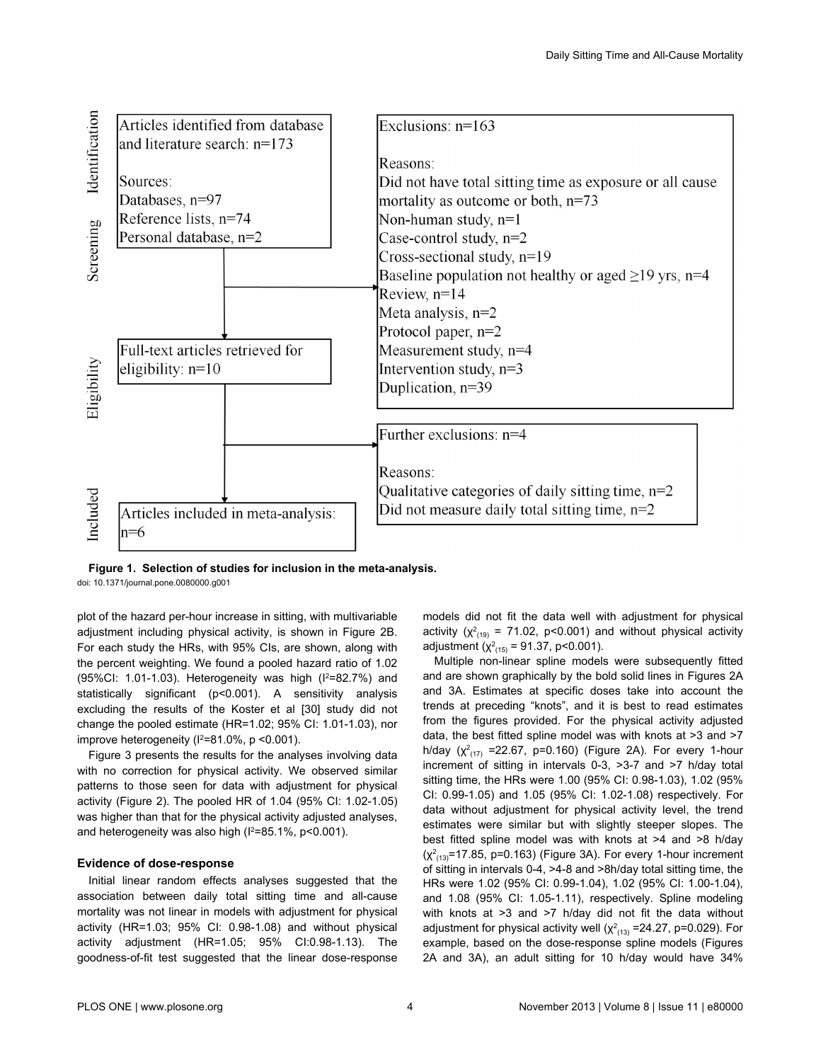**Identification**

Articles identified from database and literature search: n=173

Sources:
Databases, n=97
Reference lists, n=74
Personal database, n=2

**Screening**

Exclusions: n=163

Reasons:
Did not have total sitting time as exposure or all cause mortality as outcome or both, n=73
Non-human study, n=1
Case-control study, n=2
Cross-sectional study, n=19
Baseline population not healthy or aged ≥19 yrs, n=4
Review, n=14
Meta analysis, n=2
Protocol paper, n=2
Measurement study, n=4
Intervention study, n=3
Duplication, n=39

**Eligibility**

Full-text articles retrieved for eligibility: n=10

Further exclusions: n=4

Reasons:
Qualitative categories of daily sitting time, n=2
Did not measure daily total sitting time, n=2

**Included**

Articles included in meta-analysis: n=6

**Figure 1. Selection of studies for inclusion in the meta-analysis.**
doi: 10.1371/journal.pone.0080000.g001

plot of the hazard per-hour increase in sitting, with multivariable adjustment including physical activity, is shown in Figure 2B. For each study the HRs, with 95% CIs, are shown, along with the percent weighting. We found a pooled hazard ratio of 1.02 (95%CI: 1.01-1.03). Heterogeneity was high ($I^2$=82.7%) and statistically significant (p<0.001). A sensitivity analysis excluding the results of the Koster et al [30] study did not change the pooled estimate (HR=1.02; 95% CI: 1.01-1.03), nor improve heterogeneity ($I^2$=81.0%, p <0.001).

Figure 3 presents the results for the analyses involving data with no correction for physical activity. We observed similar patterns to those seen for data with adjustment for physical activity (Figure 2). The pooled HR of 1.04 (95% CI: 1.02-1.05) was higher than that for the physical activity adjusted analyses, and heterogeneity was also high ($I^2$=85.1%, p<0.001).

### Evidence of dose-response

Initial linear random effects analyses suggested that the association between daily total sitting time and all-cause mortality was not linear in models with adjustment for physical activity (HR=1.03; 95% CI: 0.98-1.08) and without physical activity adjustment (HR=1.05; 95% CI:0.98-1.13). The goodness-of-fit test suggested that the linear dose-response models did not fit the data well with adjustment for physical activity ($\chi^2_{(19)}$ = 71.02, p<0.001) and without physical activity adjustment ($\chi^2_{(15)}$ = 91.37, p<0.001).

Multiple non-linear spline models were subsequently fitted and are shown graphically by the bold solid lines in Figures 2A and 3A. Estimates at specific doses take into account the trends at preceding "knots", and it is best to read estimates from the figures provided. For the physical activity adjusted data, the best fitted spline model was with knots at >3 and >7 h/day ($\chi^2_{(17)}$ =22.67, p=0.160) (Figure 2A). For every 1-hour increment of sitting in intervals 0-3, >3-7 and >7 h/day total sitting time, the HRs were 1.00 (95% CI: 0.98-1.03), 1.02 (95% CI: 0.99-1.05) and 1.05 (95% CI: 1.02-1.08) respectively. For data without adjustment for physical activity level, the trend estimates were similar but with slightly steeper slopes. The best fitted spline model was with knots at >4 and >8 h/day ($\chi^2_{(13)}$=17.85, p=0.163) (Figure 3A). For every 1-hour increment of sitting in intervals 0-4, >4-8 and >8h/day total sitting time, the HRs were 1.02 (95% CI: 0.99-1.04), 1.02 (95% CI: 1.00-1.04), and 1.08 (95% CI: 1.05-1.11), respectively. Spline modeling with knots at >3 and >7 h/day did not fit the data without adjustment for physical activity well ($\chi^2_{(13)}$ =24.27, p=0.029). For example, based on the dose-response spline models (Figures 2A and 3A), an adult sitting for 10 h/day would have 34%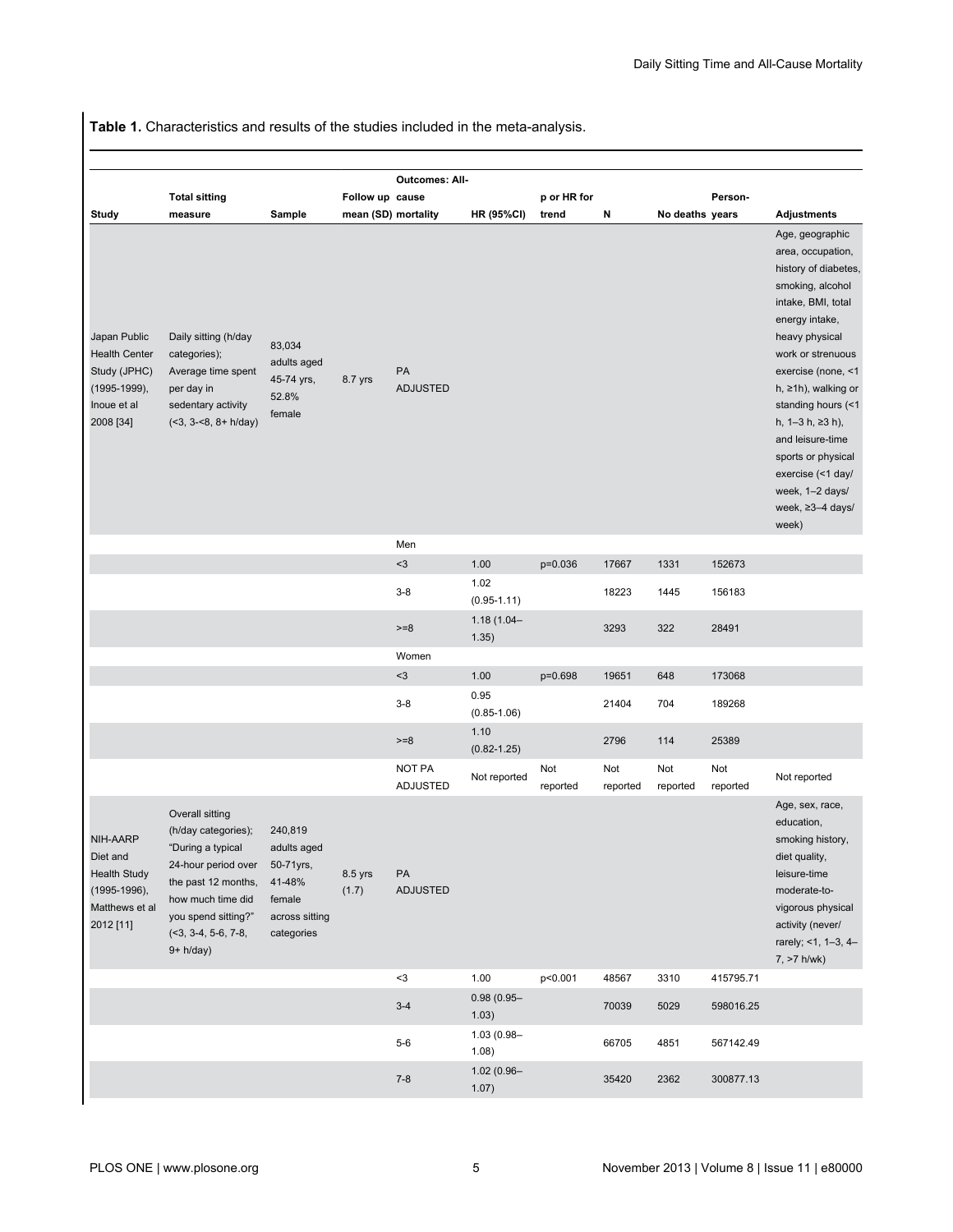**Table 1.** Characteristics and results of the studies included in the meta-analysis.

| Study | Total sitting measure | Sample | Follow up mean (SD) | Outcomes: All-cause mortality | HR (95%CI) | p or HR for trend | N | No deaths | Person-years | Adjustments |
|---|---|---|---|---|---|---|---|---|---|---|
| Japan Public Health Center Study (JPHC) (1995-1999), Inoue et al 2008 [34] | Daily sitting (h/day categories); Average time spent per day in sedentary activity (<3, 3-<8, 8+ h/day) | 83,034 adults aged 45-74 yrs, 52.8% female | 8.7 yrs | PA ADJUSTED | | | | | | Age, geographic area, occupation, history of diabetes, smoking, alcohol intake, BMI, total energy intake, heavy physical work or strenuous exercise (none, <1 h, ≥1h), walking or standing hours (<1 h, 1–3 h, ≥3 h), and leisure-time sports or physical exercise (<1 day/week, 1–2 days/week, ≥3–4 days/week) |
| | | | | Men | | | | | | |
| | | | | <3 | 1.00 | p=0.036 | 17667 | 1331 | 152673 | |
| | | | | 3-8 | 1.02 (0.95-1.11) | | 18223 | 1445 | 156183 | |
| | | | | >=8 | 1.18 (1.04–1.35) | | 3293 | 322 | 28491 | |
| | | | | Women | | | | | | |
| | | | | <3 | 1.00 | p=0.698 | 19651 | 648 | 173068 | |
| | | | | 3-8 | 0.95 (0.85-1.06) | | 21404 | 704 | 189268 | |
| | | | | >=8 | 1.10 (0.82-1.25) | | 2796 | 114 | 25389 | |
| | | | | NOT PA ADJUSTED | Not reported | Not reported | Not reported | Not reported | Not reported | Not reported |
| NIH-AARP Diet and Health Study (1995-1996), Matthews et al 2012 [11] | Overall sitting (h/day categories); "During a typical 24-hour period over the past 12 months, how much time did you spend sitting?" (<3, 3-4, 5-6, 7-8, 9+ h/day) | 240,819 adults aged 50-71yrs, 41-48% female across sitting categories | 8.5 yrs (1.7) | PA ADJUSTED | | | | | | Age, sex, race, education, smoking history, diet quality, leisure-time moderate-to-vigorous physical activity (never/rarely; <1, 1–3, 4–7, >7 h/wk) |
| | | | | <3 | 1.00 | p<0.001 | 48567 | 3310 | 415795.71 | |
| | | | | 3-4 | 0.98 (0.95–1.03) | | 70039 | 5029 | 598016.25 | |
| | | | | 5-6 | 1.03 (0.98–1.08) | | 66705 | 4851 | 567142.49 | |
| | | | | 7-8 | 1.02 (0.96–1.07) | | 35420 | 2362 | 300877.13 | |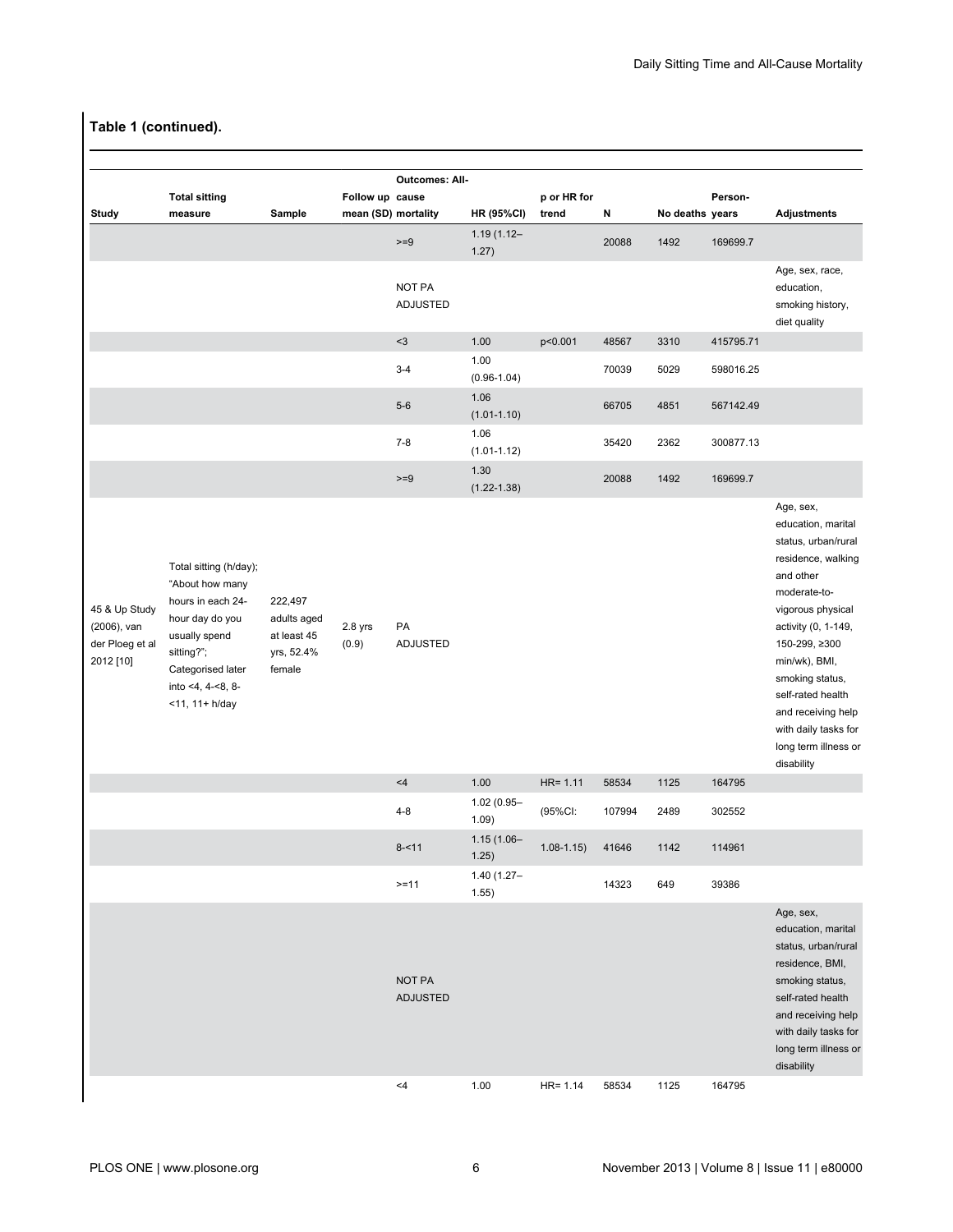**Table 1 (continued).**

| Study | Total sitting measure | Sample | Follow up mean (SD) | Outcomes: All-cause mortality | HR (95%CI) | p or HR for trend | N | No deaths | Person-years | Adjustments |
|---|---|---|---|---|---|---|---|---|---|---|
| | | | | >=9 | 1.19 (1.12–1.27) | | 20088 | 1492 | 169699.7 | |
| | | | | NOT PA ADJUSTED | | | | | | Age, sex, race, education, smoking history, diet quality |
| | | | | <3 | 1.00 | p<0.001 | 48567 | 3310 | 415795.71 | |
| | | | | 3-4 | 1.00 (0.96-1.04) | | 70039 | 5029 | 598016.25 | |
| | | | | 5-6 | 1.06 (1.01-1.10) | | 66705 | 4851 | 567142.49 | |
| | | | | 7-8 | 1.06 (1.01-1.12) | | 35420 | 2362 | 300877.13 | |
| | | | | >=9 | 1.30 (1.22-1.38) | | 20088 | 1492 | 169699.7 | |
| 45 & Up Study (2006), van der Ploeg et al 2012 [10] | Total sitting (h/day); "About how many hours in each 24-hour day do you usually spend sitting?"; Categorised later into <4, 4-<8, 8-<11, 11+ h/day | 222,497 adults aged at least 45 yrs, 52.4% female | 2.8 yrs (0.9) | PA ADJUSTED | | | | | | Age, sex, education, marital status, urban/rural residence, walking and other moderate-to-vigorous physical activity (0, 1-149, 150-299, ≥300 min/wk), BMI, smoking status, self-rated health and receiving help with daily tasks for long term illness or disability |
| | | | | <4 | 1.00 | HR= 1.11 | 58534 | 1125 | 164795 | |
| | | | | 4-8 | 1.02 (0.95–1.09) | (95%CI: | 107994 | 2489 | 302552 | |
| | | | | 8-<11 | 1.15 (1.06–1.25) | 1.08-1.15) | 41646 | 1142 | 114961 | |
| | | | | >=11 | 1.40 (1.27–1.55) | | 14323 | 649 | 39386 | |
| | | | | NOT PA ADJUSTED | | | | | | Age, sex, education, marital status, urban/rural residence, BMI, smoking status, self-rated health and receiving help with daily tasks for long term illness or disability |
| | | | | <4 | 1.00 | HR= 1.14 | 58534 | 1125 | 164795 | |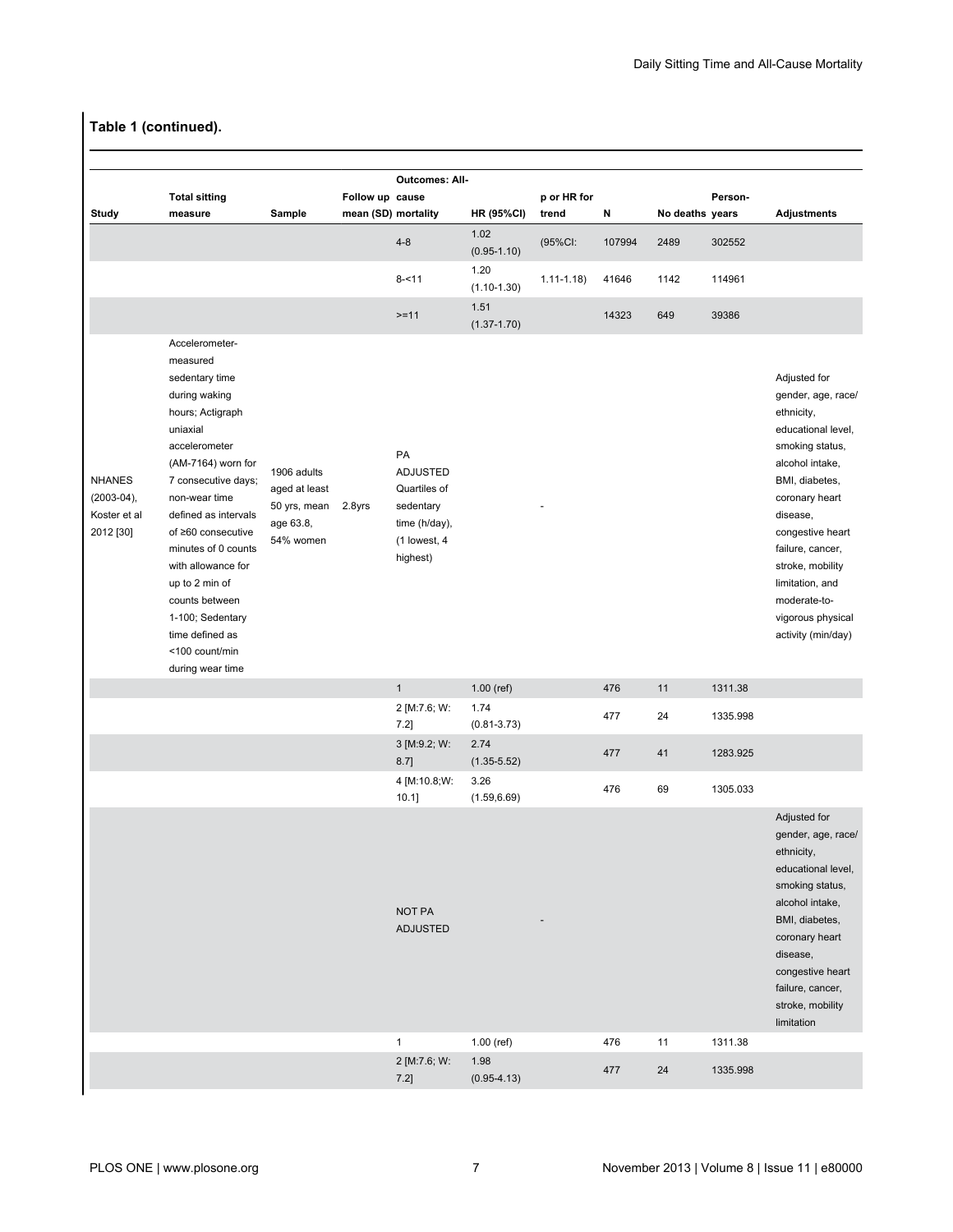**Table 1 (continued).**

| Study | Total sitting measure | Sample | Follow up mean (SD) | Outcomes: All-cause mortality | HR (95%CI) | p or HR for trend | N | No deaths | Person-years | Adjustments |
|---|---|---|---|---|---|---|---|---|---|---|
| | | | | 4-8 | 1.02 (0.95-1.10) | (95%CI: | 107994 | 2489 | 302552 | |
| | | | | 8-<11 | 1.20 (1.10-1.30) | 1.11-1.18) | 41646 | 1142 | 114961 | |
| | | | | >=11 | 1.51 (1.37-1.70) | | 14323 | 649 | 39386 | |
| NHANES (2003-04), Koster et al 2012 [30] | Accelerometer-measured sedentary time during waking hours; Actigraph uniaxial accelerometer (AM-7164) worn for 7 consecutive days; non-wear time defined as intervals of ≥60 consecutive minutes of 0 counts with allowance for up to 2 min of counts between 1-100; Sedentary time defined as <100 count/min during wear time | 1906 adults aged at least 50 yrs, mean age 63.8, 54% women | 2.8yrs | PA ADJUSTED Quartiles of sedentary time (h/day), (1 lowest, 4 highest) | | - | | | | Adjusted for gender, age, race/ ethnicity, educational level, smoking status, alcohol intake, BMI, diabetes, coronary heart disease, congestive heart failure, cancer, stroke, mobility limitation, and moderate-to-vigorous physical activity (min/day) |
| | | | | 1 | 1.00 (ref) | | 476 | 11 | 1311.38 | |
| | | | | 2 [M:7.6; W: 7.2] | 1.74 (0.81-3.73) | | 477 | 24 | 1335.998 | |
| | | | | 3 [M:9.2; W: 8.7] | 2.74 (1.35-5.52) | | 477 | 41 | 1283.925 | |
| | | | | 4 [M:10.8;W: 10.1] | 3.26 (1.59,6.69) | | 476 | 69 | 1305.033 | |
| | | | | NOT PA ADJUSTED | | - | | | | Adjusted for gender, age, race/ ethnicity, educational level, smoking status, alcohol intake, BMI, diabetes, coronary heart disease, congestive heart failure, cancer, stroke, mobility limitation |
| | | | | 1 | 1.00 (ref) | | 476 | 11 | 1311.38 | |
| | | | | 2 [M:7.6; W: 7.2] | 1.98 (0.95-4.13) | | 477 | 24 | 1335.998 | |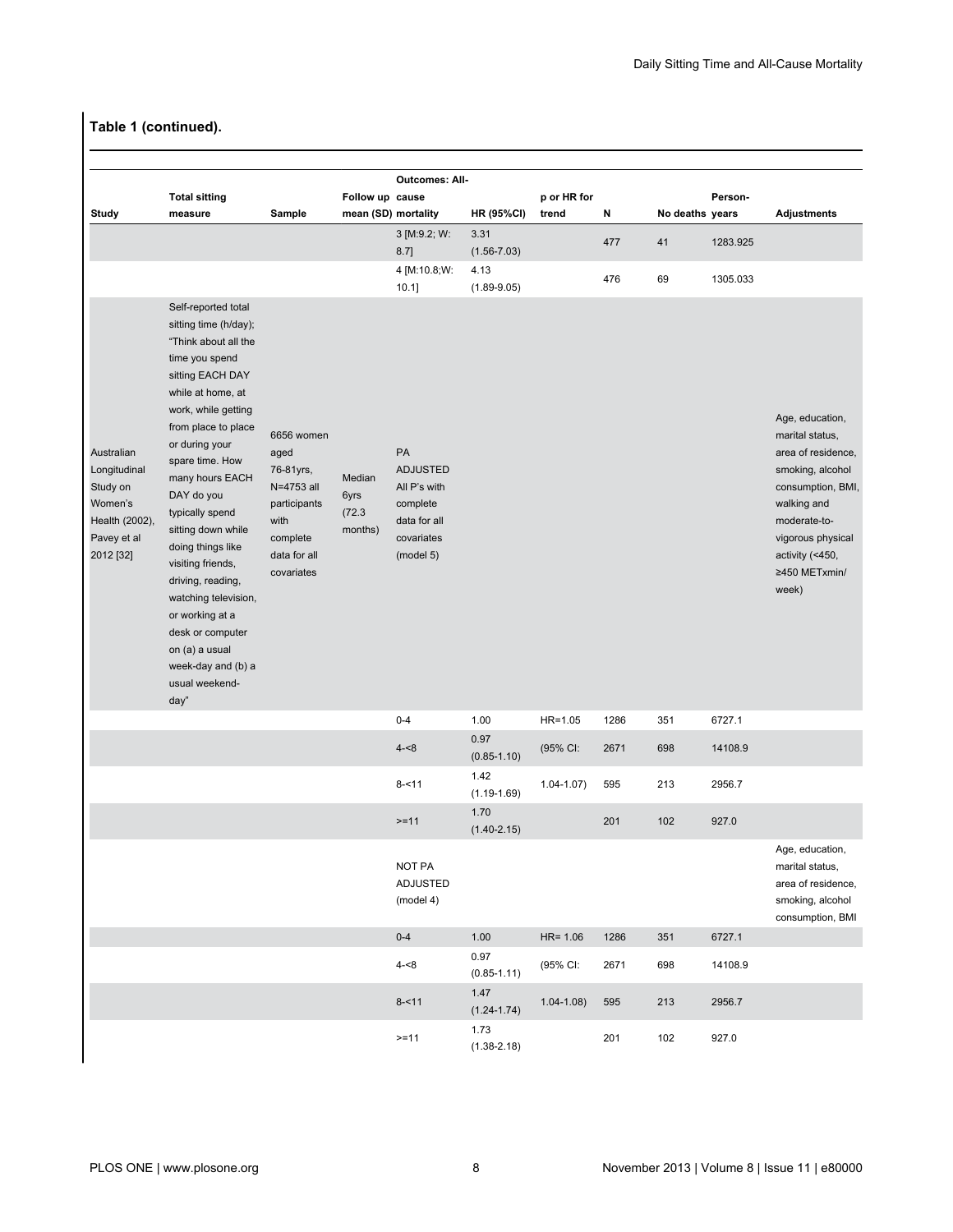**Table 1 (continued).**

| Study | Total sitting measure | Sample | Follow up mean (SD) | Outcomes: All-cause mortality | HR (95%CI) | p or HR for trend | N | No deaths | Person-years | Adjustments |
|---|---|---|---|---|---|---|---|---|---|---|
| | | | | 3 [M:9.2; W: 8.7] | 3.31 (1.56-7.03) | | 477 | 41 | 1283.925 | |
| | | | | 4 [M:10.8;W: 10.1] | 4.13 (1.89-9.05) | | 476 | 69 | 1305.033 | |
| Australian Longitudinal Study on Women's Health (2002), Pavey et al 2012 [32] | Self-reported total sitting time (h/day); "Think about all the time you spend sitting EACH DAY while at home, at work, while getting from place to place or during your spare time. How many hours EACH DAY do you typically spend sitting down while doing things like visiting friends, driving, reading, watching television, or working at a desk or computer on (a) a usual week-day and (b) a usual weekend-day" | 6656 women aged 76-81yrs, N=4753 all participants with complete data for all covariates | Median 6yrs (72.3 months) | PA ADJUSTED All P's with complete data for all covariates (model 5) | | | | | | Age, education, marital status, area of residence, smoking, alcohol consumption, BMI, walking and moderate-to-vigorous physical activity (<450, ≥450 METxmin/ week) |
| | | | | 0-4 | 1.00 | HR=1.05 | 1286 | 351 | 6727.1 | |
| | | | | 4-<8 | 0.97 (0.85-1.10) | (95% CI: | 2671 | 698 | 14108.9 | |
| | | | | 8-<11 | 1.42 (1.19-1.69) | 1.04-1.07) | 595 | 213 | 2956.7 | |
| | | | | >=11 | 1.70 (1.40-2.15) | | 201 | 102 | 927.0 | |
| | | | | NOT PA ADJUSTED (model 4) | | | | | | Age, education, marital status, area of residence, smoking, alcohol consumption, BMI |
| | | | | 0-4 | 1.00 | HR= 1.06 | 1286 | 351 | 6727.1 | |
| | | | | 4-<8 | 0.97 (0.85-1.11) | (95% CI: | 2671 | 698 | 14108.9 | |
| | | | | 8-<11 | 1.47 (1.24-1.74) | 1.04-1.08) | 595 | 213 | 2956.7 | |
| | | | | >=11 | 1.73 (1.38-2.18) | | 201 | 102 | 927.0 | |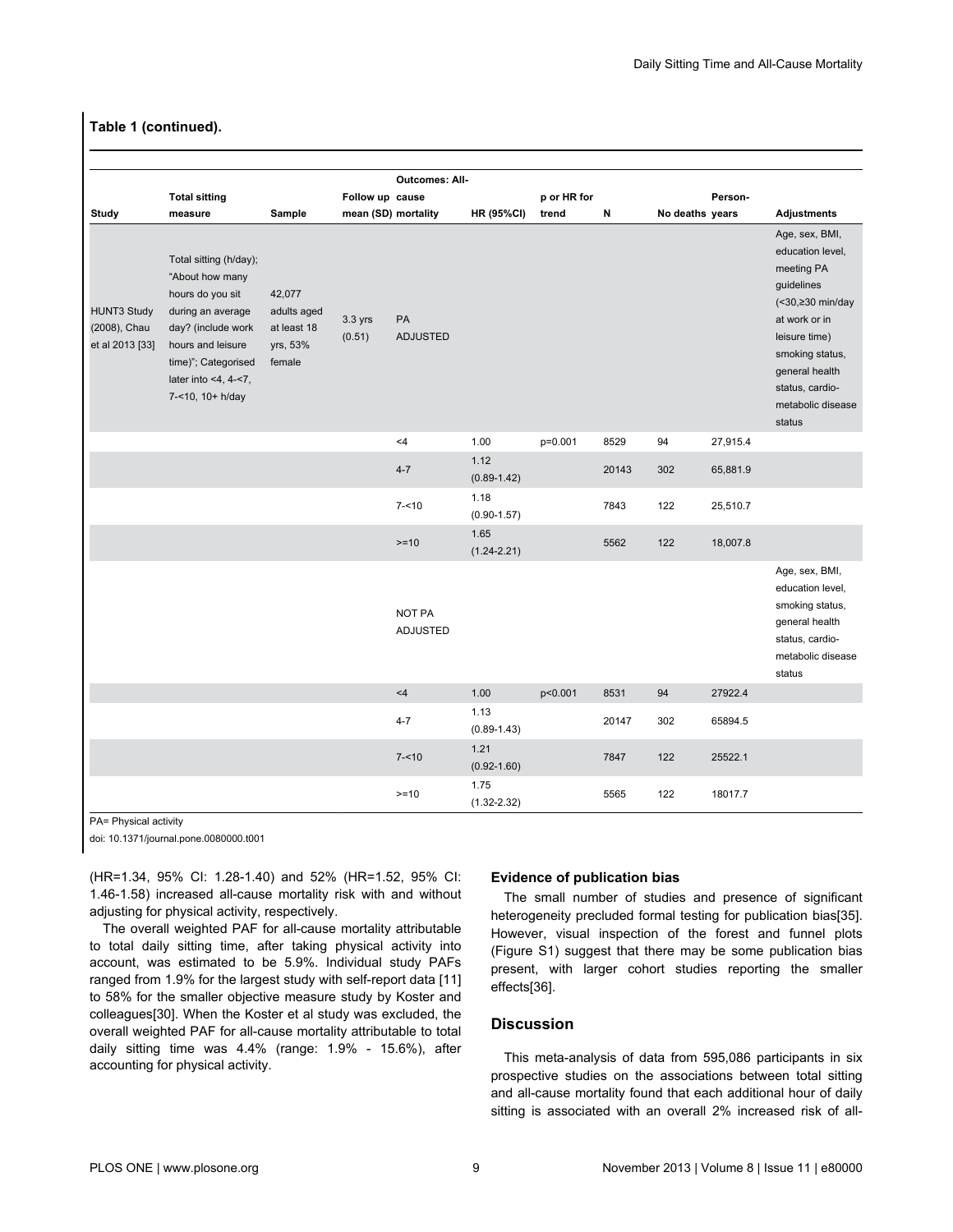**Table 1 (continued).**

| Study | Total sitting measure | Sample | Follow up mean (SD) | Outcomes: All-cause mortality | HR (95%CI) | p or HR for trend | N | No deaths | Person-years | Adjustments |
|---|---|---|---|---|---|---|---|---|---|---|
| HUNT3 Study (2008), Chau et al 2013 [33] | Total sitting (h/day); "About how many hours do you sit during an average day? (include work hours and leisure time)"; Categorised later into <4, 4-<7, 7-<10, 10+ h/day | 42,077 adults aged at least 18 yrs, 53% female | 3.3 yrs (0.51) | PA ADJUSTED | | | | | | Age, sex, BMI, education level, meeting PA guidelines (<30,≥30 min/day at work or in leisure time) smoking status, general health status, cardio-metabolic disease status |
| | | | | <4 | 1.00 | p=0.001 | 8529 | 94 | 27,915.4 | |
| | | | | 4-7 | 1.12 (0.89-1.42) | | 20143 | 302 | 65,881.9 | |
| | | | | 7-<10 | 1.18 (0.90-1.57) | | 7843 | 122 | 25,510.7 | |
| | | | | >=10 | 1.65 (1.24-2.21) | | 5562 | 122 | 18,007.8 | |
| | | | | NOT PA ADJUSTED | | | | | | Age, sex, BMI, education level, smoking status, general health status, cardio-metabolic disease status |
| | | | | <4 | 1.00 | p<0.001 | 8531 | 94 | 27922.4 | |
| | | | | 4-7 | 1.13 (0.89-1.43) | | 20147 | 302 | 65894.5 | |
| | | | | 7-<10 | 1.21 (0.92-1.60) | | 7847 | 122 | 25522.1 | |
| | | | | >=10 | 1.75 (1.32-2.32) | | 5565 | 122 | 18017.7 | |

PA= Physical activity

doi: 10.1371/journal.pone.0080000.t001

(HR=1.34, 95% CI: 1.28-1.40) and 52% (HR=1.52, 95% CI: 1.46-1.58) increased all-cause mortality risk with and without adjusting for physical activity, respectively.

The overall weighted PAF for all-cause mortality attributable to total daily sitting time, after taking physical activity into account, was estimated to be 5.9%. Individual study PAFs ranged from 1.9% for the largest study with self-report data [11] to 58% for the smaller objective measure study by Koster and colleagues[30]. When the Koster et al study was excluded, the overall weighted PAF for all-cause mortality attributable to total daily sitting time was 4.4% (range: 1.9% - 15.6%), after accounting for physical activity.

### Evidence of publication bias

The small number of studies and presence of significant heterogeneity precluded formal testing for publication bias[35]. However, visual inspection of the forest and funnel plots (Figure S1) suggest that there may be some publication bias present, with larger cohort studies reporting the smaller effects[36].

## Discussion

This meta-analysis of data from 595,086 participants in six prospective studies on the associations between total sitting and all-cause mortality found that each additional hour of daily sitting is associated with an overall 2% increased risk of all-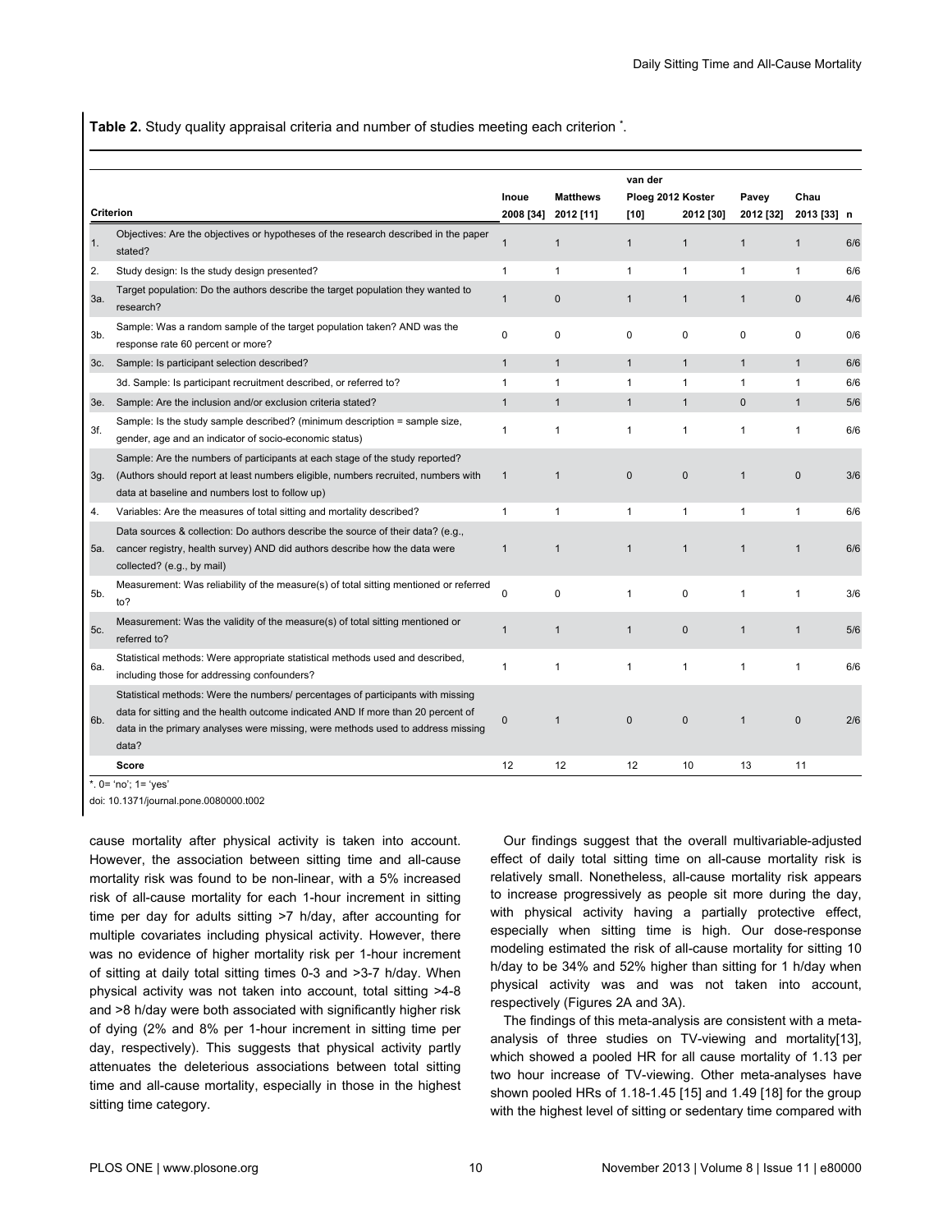**Table 2.** Study quality appraisal criteria and number of studies meeting each criterion *.

| | Criterion | Inoue 2008 [34] | Matthews 2012 [11] | van der Ploeg 2012 [10] | Koster 2012 [30] | Pavey 2012 [32] | Chau 2013 [33] | n |
|---|---|---|---|---|---|---|---|---|
| 1. | Objectives: Are the objectives or hypotheses of the research described in the paper stated? | 1 | 1 | 1 | 1 | 1 | 1 | 6/6 |
| 2. | Study design: Is the study design presented? | 1 | 1 | 1 | 1 | 1 | 1 | 6/6 |
| 3a. | Target population: Do the authors describe the target population they wanted to research? | 1 | 0 | 1 | 1 | 1 | 0 | 4/6 |
| 3b. | Sample: Was a random sample of the target population taken? AND was the response rate 60 percent or more? | 0 | 0 | 0 | 0 | 0 | 0 | 0/6 |
| 3c. | Sample: Is participant selection described? | 1 | 1 | 1 | 1 | 1 | 1 | 6/6 |
| | 3d. Sample: Is participant recruitment described, or referred to? | 1 | 1 | 1 | 1 | 1 | 1 | 6/6 |
| 3e. | Sample: Are the inclusion and/or exclusion criteria stated? | 1 | 1 | 1 | 1 | 0 | 1 | 5/6 |
| 3f. | Sample: Is the study sample described? (minimum description = sample size, gender, age and an indicator of socio-economic status) | 1 | 1 | 1 | 1 | 1 | 1 | 6/6 |
| 3g. | Sample: Are the numbers of participants at each stage of the study reported? (Authors should report at least numbers eligible, numbers recruited, numbers with data at baseline and numbers lost to follow up) | 1 | 1 | 0 | 0 | 1 | 0 | 3/6 |
| 4. | Variables: Are the measures of total sitting and mortality described? | 1 | 1 | 1 | 1 | 1 | 1 | 6/6 |
| 5a. | Data sources & collection: Do authors describe the source of their data? (e.g., cancer registry, health survey) AND did authors describe how the data were collected? (e.g., by mail) | 1 | 1 | 1 | 1 | 1 | 1 | 6/6 |
| 5b. | Measurement: Was reliability of the measure(s) of total sitting mentioned or referred to? | 0 | 0 | 1 | 0 | 1 | 1 | 3/6 |
| 5c. | Measurement: Was the validity of the measure(s) of total sitting mentioned or referred to? | 1 | 1 | 1 | 0 | 1 | 1 | 5/6 |
| 6a. | Statistical methods: Were appropriate statistical methods used and described, including those for addressing confounders? | 1 | 1 | 1 | 1 | 1 | 1 | 6/6 |
| 6b. | Statistical methods: Were the numbers/ percentages of participants with missing data for sitting and the health outcome indicated AND If more than 20 percent of data in the primary analyses were missing, were methods used to address missing data? | 0 | 1 | 0 | 0 | 1 | 0 | 2/6 |
| | **Score** | 12 | 12 | 12 | 10 | 13 | 11 | |

*. 0= 'no'; 1= 'yes'

doi: 10.1371/journal.pone.0080000.t002

cause mortality after physical activity is taken into account. However, the association between sitting time and all-cause mortality risk was found to be non-linear, with a 5% increased risk of all-cause mortality for each 1-hour increment in sitting time per day for adults sitting >7 h/day, after accounting for multiple covariates including physical activity. However, there was no evidence of higher mortality risk per 1-hour increment of sitting at daily total sitting times 0-3 and >3-7 h/day. When physical activity was not taken into account, total sitting >4-8 and >8 h/day were both associated with significantly higher risk of dying (2% and 8% per 1-hour increment in sitting time per day, respectively). This suggests that physical activity partly attenuates the deleterious associations between total sitting time and all-cause mortality, especially in those in the highest sitting time category.

Our findings suggest that the overall multivariable-adjusted effect of daily total sitting time on all-cause mortality risk is relatively small. Nonetheless, all-cause mortality risk appears to increase progressively as people sit more during the day, with physical activity having a partially protective effect, especially when sitting time is high. Our dose-response modeling estimated the risk of all-cause mortality for sitting 10 h/day to be 34% and 52% higher than sitting for 1 h/day when physical activity was and was not taken into account, respectively (Figures 2A and 3A).

The findings of this meta-analysis are consistent with a meta-analysis of three studies on TV-viewing and mortality[13], which showed a pooled HR for all cause mortality of 1.13 per two hour increase of TV-viewing. Other meta-analyses have shown pooled HRs of 1.18-1.45 [15] and 1.49 [18] for the group with the highest level of sitting or sedentary time compared with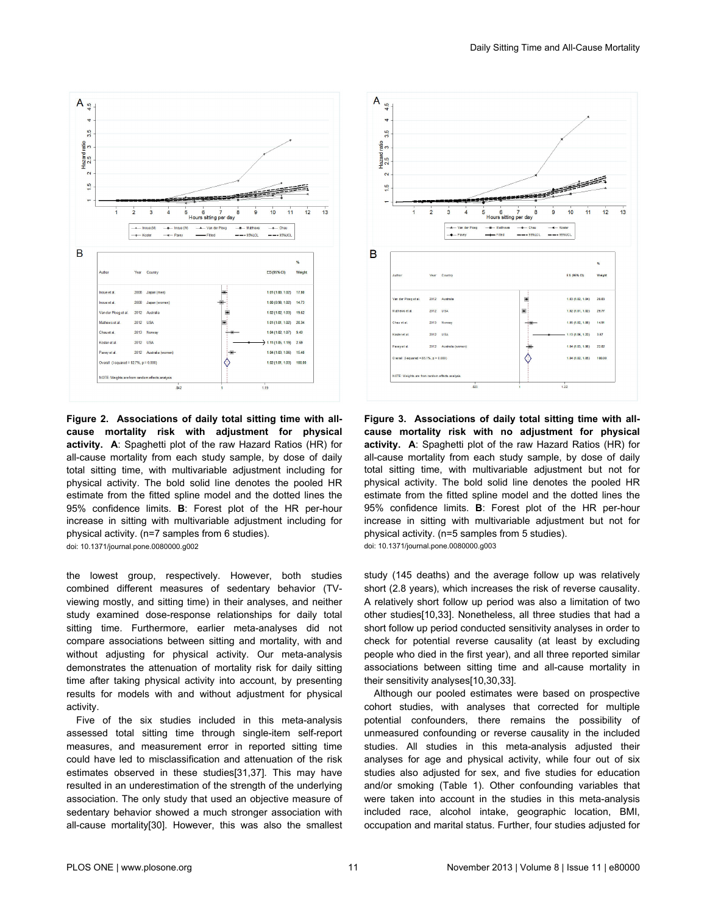Figure 2. Associations of daily total sitting time with all-cause mortality risk with adjustment for physical activity. A: Spaghetti plot of the raw Hazard Ratios (HR) for all-cause mortality from each study sample, by dose of daily total sitting time, with multivariable adjustment including for physical activity. The bold solid line denotes the pooled HR estimate from the fitted spline model and the dotted lines the 95% confidence limits. B: Forest plot of the HR per-hour increase in sitting with multivariable adjustment including for physical activity. (n=7 samples from 6 studies).

doi: 10.1371/journal.pone.0080000.g002

Figure 3. Associations of daily total sitting time with all-cause mortality risk with no adjustment for physical activity. A: Spaghetti plot of the raw Hazard Ratios (HR) for all-cause mortality from each study sample, by dose of daily total sitting time, with multivariable adjustment but not for physical activity. The bold solid line denotes the pooled HR estimate from the fitted spline model and the dotted lines the 95% confidence limits. B: Forest plot of the HR per-hour increase in sitting with multivariable adjustment but not for physical activity. (n=5 samples from 5 studies).

doi: 10.1371/journal.pone.0080000.g003

the lowest group, respectively. However, both studies combined different measures of sedentary behavior (TV-viewing mostly, and sitting time) in their analyses, and neither study examined dose-response relationships for daily total sitting time. Furthermore, earlier meta-analyses did not compare associations between sitting and mortality, with and without adjusting for physical activity. Our meta-analysis demonstrates the attenuation of mortality risk for daily sitting time after taking physical activity into account, by presenting results for models with and without adjustment for physical activity.

Five of the six studies included in this meta-analysis assessed total sitting time through single-item self-report measures, and measurement error in reported sitting time could have led to misclassification and attenuation of the risk estimates observed in these studies[31,37]. This may have resulted in an underestimation of the strength of the underlying association. The only study that used an objective measure of sedentary behavior showed a much stronger association with all-cause mortality[30]. However, this was also the smallest study (145 deaths) and the average follow up was relatively short (2.8 years), which increases the risk of reverse causality. A relatively short follow up period was also a limitation of two other studies[10,33]. Nonetheless, all three studies that had a short follow up period conducted sensitivity analyses in order to check for potential reverse causality (at least by excluding people who died in the first year), and all three reported similar associations between sitting time and all-cause mortality in their sensitivity analyses[10,30,33].

Although our pooled estimates were based on prospective cohort studies, with analyses that corrected for multiple potential confounders, there remains the possibility of unmeasured confounding or reverse causality in the included studies. All studies in this meta-analysis adjusted their analyses for age and physical activity, while four out of six studies also adjusted for sex, and five studies for education and/or smoking (Table 1). Other confounding variables that were taken into account in the studies in this meta-analysis included race, alcohol intake, geographic location, BMI, occupation and marital status. Further, four studies adjusted for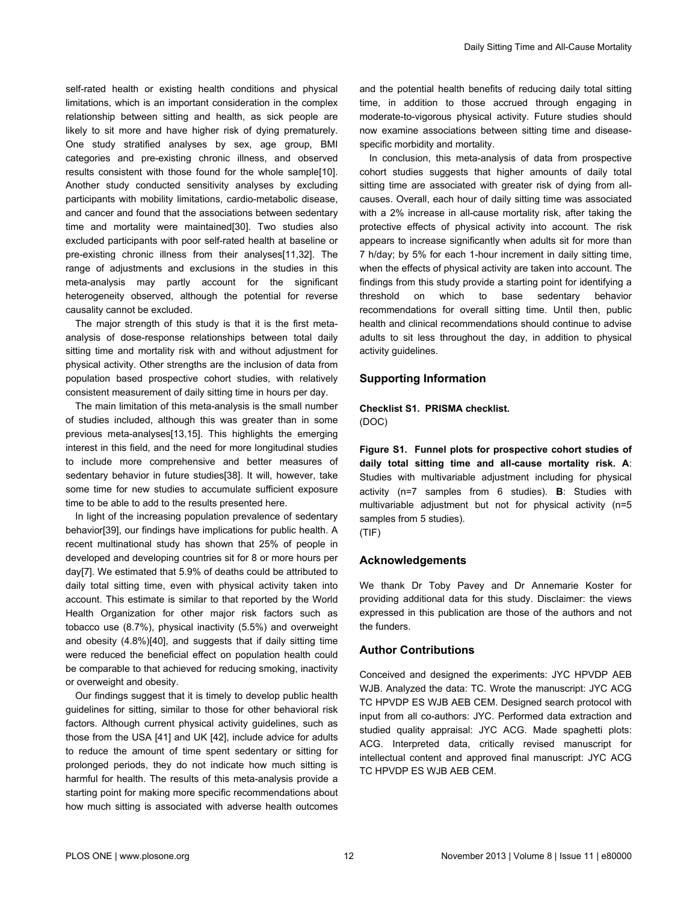self-rated health or existing health conditions and physical limitations, which is an important consideration in the complex relationship between sitting and health, as sick people are likely to sit more and have higher risk of dying prematurely. One study stratified analyses by sex, age group, BMI categories and pre-existing chronic illness, and observed results consistent with those found for the whole sample[10]. Another study conducted sensitivity analyses by excluding participants with mobility limitations, cardio-metabolic disease, and cancer and found that the associations between sedentary time and mortality were maintained[30]. Two studies also excluded participants with poor self-rated health at baseline or pre-existing chronic illness from their analyses[11,32]. The range of adjustments and exclusions in the studies in this meta-analysis may partly account for the significant heterogeneity observed, although the potential for reverse causality cannot be excluded.

The major strength of this study is that it is the first meta-analysis of dose-response relationships between total daily sitting time and mortality risk with and without adjustment for physical activity. Other strengths are the inclusion of data from population based prospective cohort studies, with relatively consistent measurement of daily sitting time in hours per day.

The main limitation of this meta-analysis is the small number of studies included, although this was greater than in some previous meta-analyses[13,15]. This highlights the emerging interest in this field, and the need for more longitudinal studies to include more comprehensive and better measures of sedentary behavior in future studies[38]. It will, however, take some time for new studies to accumulate sufficient exposure time to be able to add to the results presented here.

In light of the increasing population prevalence of sedentary behavior[39], our findings have implications for public health. A recent multinational study has shown that 25% of people in developed and developing countries sit for 8 or more hours per day[7]. We estimated that 5.9% of deaths could be attributed to daily total sitting time, even with physical activity taken into account. This estimate is similar to that reported by the World Health Organization for other major risk factors such as tobacco use (8.7%), physical inactivity (5.5%) and overweight and obesity (4.8%)[40], and suggests that if daily sitting time were reduced the beneficial effect on population health could be comparable to that achieved for reducing smoking, inactivity or overweight and obesity.

Our findings suggest that it is timely to develop public health guidelines for sitting, similar to those for other behavioral risk factors. Although current physical activity guidelines, such as those from the USA [41] and UK [42], include advice for adults to reduce the amount of time spent sedentary or sitting for prolonged periods, they do not indicate how much sitting is harmful for health. The results of this meta-analysis provide a starting point for making more specific recommendations about how much sitting is associated with adverse health outcomes and the potential health benefits of reducing daily total sitting time, in addition to those accrued through engaging in moderate-to-vigorous physical activity. Future studies should now examine associations between sitting time and disease-specific morbidity and mortality.

In conclusion, this meta-analysis of data from prospective cohort studies suggests that higher amounts of daily total sitting time are associated with greater risk of dying from all-causes. Overall, each hour of daily sitting time was associated with a 2% increase in all-cause mortality risk, after taking the protective effects of physical activity into account. The risk appears to increase significantly when adults sit for more than 7 h/day; by 5% for each 1-hour increment in daily sitting time, when the effects of physical activity are taken into account. The findings from this study provide a starting point for identifying a threshold on which to base sedentary behavior recommendations for overall sitting time. Until then, public health and clinical recommendations should continue to advise adults to sit less throughout the day, in addition to physical activity guidelines.

## Supporting Information

**Checklist S1. PRISMA checklist.**
(DOC)

**Figure S1. Funnel plots for prospective cohort studies of daily total sitting time and all-cause mortality risk. A**: Studies with multivariable adjustment including for physical activity (n=7 samples from 6 studies). **B**: Studies with multivariable adjustment but not for physical activity (n=5 samples from 5 studies).
(TIF)

## Acknowledgements

We thank Dr Toby Pavey and Dr Annemarie Koster for providing additional data for this study. Disclaimer: the views expressed in this publication are those of the authors and not the funders.

## Author Contributions

Conceived and designed the experiments: JYC HPVDP AEB WJB. Analyzed the data: TC. Wrote the manuscript: JYC ACG TC HPVDP ES WJB AEB CEM. Designed search protocol with input from all co-authors: JYC. Performed data extraction and studied quality appraisal: JYC ACG. Made spaghetti plots: ACG. Interpreted data, critically revised manuscript for intellectual content and approved final manuscript: JYC ACG TC HPVDP ES WJB AEB CEM.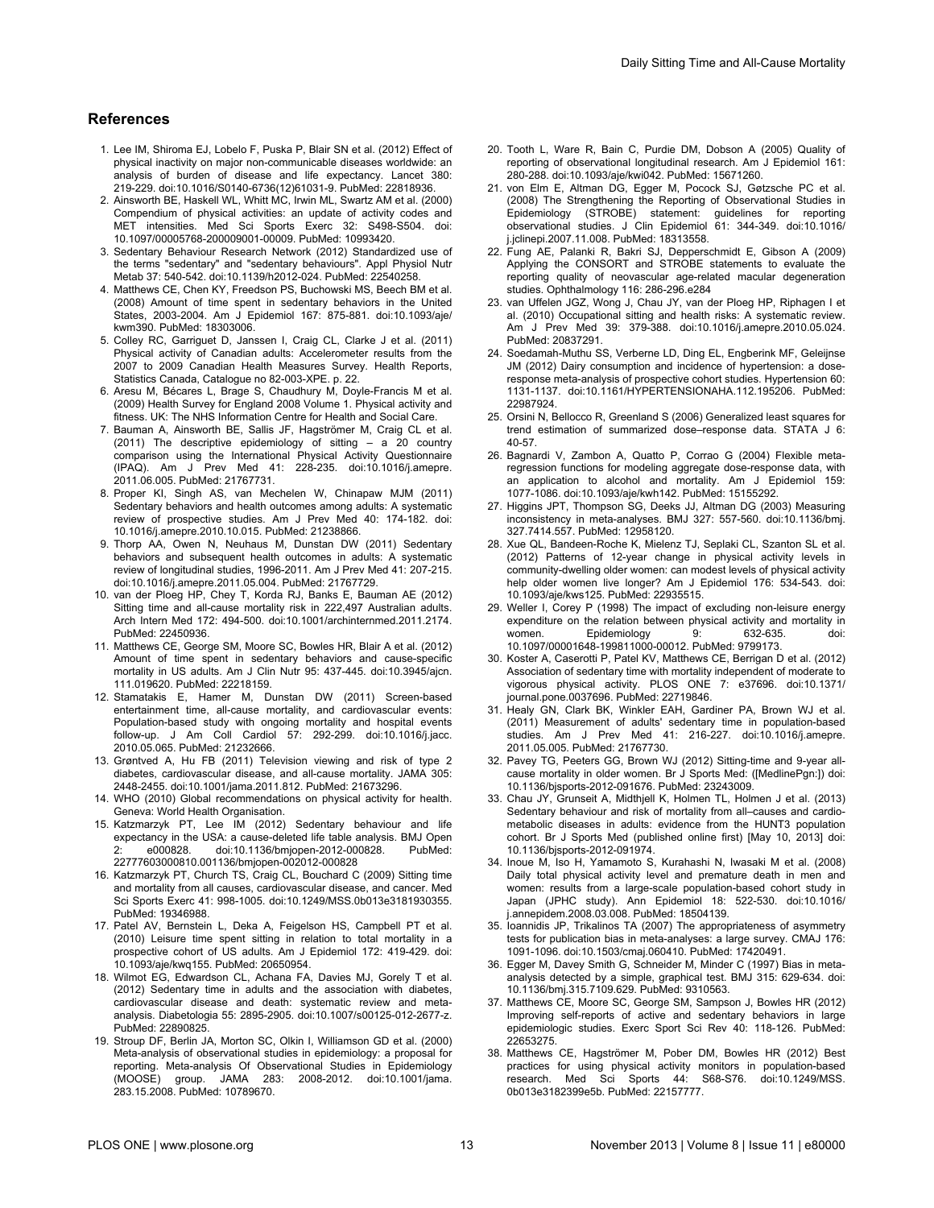## References

1. Lee IM, Shiroma EJ, Lobelo F, Puska P, Blair SN et al. (2012) Effect of physical inactivity on major non-communicable diseases worldwide: an analysis of burden of disease and life expectancy. Lancet 380: 219-229. doi:10.1016/S0140-6736(12)61031-9. PubMed: 22818936.
2. Ainsworth BE, Haskell WL, Whitt MC, Irwin ML, Swartz AM et al. (2000) Compendium of physical activities: an update of activity codes and MET intensities. Med Sci Sports Exerc 32: S498-S504. doi: 10.1097/00005768-200009001-00009. PubMed: 10993420.
3. Sedentary Behaviour Research Network (2012) Standardized use of the terms "sedentary" and "sedentary behaviours". Appl Physiol Nutr Metab 37: 540-542. doi:10.1139/h2012-024. PubMed: 22540258.
4. Matthews CE, Chen KY, Freedson PS, Buchowski MS, Beech BM et al. (2008) Amount of time spent in sedentary behaviors in the United States, 2003-2004. Am J Epidemiol 167: 875-881. doi:10.1093/aje/kwm390. PubMed: 18303006.
5. Colley RC, Garriguet D, Janssen I, Craig CL, Clarke J et al. (2011) Physical activity of Canadian adults: Accelerometer results from the 2007 to 2009 Canadian Health Measures Survey. Health Reports, Statistics Canada, Catalogue no 82-003-XPE. p. 22.
6. Aresu M, Bécares L, Brage S, Chaudhury M, Doyle-Francis M et al. (2009) Health Survey for England 2008 Volume 1. Physical activity and fitness. UK: The NHS Information Centre for Health and Social Care.
7. Bauman A, Ainsworth BE, Sallis JF, Hagströmer M, Craig CL et al. (2011) The descriptive epidemiology of sitting – a 20 country comparison using the International Physical Activity Questionnaire (IPAQ). Am J Prev Med 41: 228-235. doi:10.1016/j.amepre.2011.06.005. PubMed: 21767731.
8. Proper KI, Singh AS, van Mechelen W, Chinapaw MJM (2011) Sedentary behaviors and health outcomes among adults: A systematic review of prospective studies. Am J Prev Med 40: 174-182. doi: 10.1016/j.amepre.2010.10.015. PubMed: 21238866.
9. Thorp AA, Owen N, Neuhaus M, Dunstan DW (2011) Sedentary behaviors and subsequent health outcomes in adults: A systematic review of longitudinal studies, 1996-2011. Am J Prev Med 41: 207-215. doi:10.1016/j.amepre.2011.05.004. PubMed: 21767729.
10. van der Ploeg HP, Chey T, Korda RJ, Banks E, Bauman AE (2012) Sitting time and all-cause mortality risk in 222,497 Australian adults. Arch Intern Med 172: 494-500. doi:10.1001/archinternmed.2011.2174. PubMed: 22450936.
11. Matthews CE, George SM, Moore SC, Bowles HR, Blair A et al. (2012) Amount of time spent in sedentary behaviors and cause-specific mortality in US adults. Am J Clin Nutr 95: 437-445. doi:10.3945/ajcn.111.019620. PubMed: 22218159.
12. Stamatakis E, Hamer M, Dunstan DW (2011) Screen-based entertainment time, all-cause mortality, and cardiovascular events: Population-based study with ongoing mortality and hospital events follow-up. J Am Coll Cardiol 57: 292-299. doi:10.1016/j.jacc.2010.05.065. PubMed: 21232666.
13. Grøntved A, Hu FB (2011) Television viewing and risk of type 2 diabetes, cardiovascular disease, and all-cause mortality. JAMA 305: 2448-2455. doi:10.1001/jama.2011.812. PubMed: 21673296.
14. WHO (2010) Global recommendations on physical activity for health. Geneva: World Health Organisation.
15. Katzmarzyk PT, Lee IM (2012) Sedentary behaviour and life expectancy in the USA: a cause-deleted life table analysis. BMJ Open 2: e000828. doi:10.1136/bmjopen-2012-000828. PubMed: 22777603000810.001136/bmjopen-002012-000828
16. Katzmarzyk PT, Church TS, Craig CL, Bouchard C (2009) Sitting time and mortality from all causes, cardiovascular disease, and cancer. Med Sci Sports Exerc 41: 998-1005. doi:10.1249/MSS.0b013e3181930355. PubMed: 19346988.
17. Patel AV, Bernstein L, Deka A, Feigelson HS, Campbell PT et al. (2010) Leisure time spent sitting in relation to total mortality in a prospective cohort of US adults. Am J Epidemiol 172: 419-429. doi: 10.1093/aje/kwq155. PubMed: 20650954.
18. Wilmot EG, Edwardson CL, Achana FA, Davies MJ, Gorely T et al. (2012) Sedentary time in adults and the association with diabetes, cardiovascular disease and death: systematic review and meta-analysis. Diabetologia 55: 2895-2905. doi:10.1007/s00125-012-2677-z. PubMed: 22890825.
19. Stroup DF, Berlin JA, Morton SC, Olkin I, Williamson GD et al. (2000) Meta-analysis of observational studies in epidemiology: a proposal for reporting. Meta-analysis Of Observational Studies in Epidemiology (MOOSE) group. JAMA 283: 2008-2012. doi:10.1001/jama.283.15.2008. PubMed: 10789670.
20. Tooth L, Ware R, Bain C, Purdie DM, Dobson A (2005) Quality of reporting of observational longitudinal research. Am J Epidemiol 161: 280-288. doi:10.1093/aje/kwi042. PubMed: 15671260.
21. von Elm E, Altman DG, Egger M, Pocock SJ, Gøtzsche PC et al. (2008) The Strengthening the Reporting of Observational Studies in Epidemiology (STROBE) statement: guidelines for reporting observational studies. J Clin Epidemiol 61: 344-349. doi:10.1016/j.jclinepi.2007.11.008. PubMed: 18313558.
22. Fung AE, Palanki R, Bakri SJ, Depperschmidt E, Gibson A (2009) Applying the CONSORT and STROBE statements to evaluate the reporting quality of neovascular age-related macular degeneration studies. Ophthalmology 116: 286-296.e284
23. van Uffelen JGZ, Wong J, Chau JY, van der Ploeg HP, Riphagen I et al. (2010) Occupational sitting and health risks: A systematic review. Am J Prev Med 39: 379-388. doi:10.1016/j.amepre.2010.05.024. PubMed: 20837291.
24. Soedamah-Muthu SS, Verberne LD, Ding EL, Engberink MF, Geleijnse JM (2012) Dairy consumption and incidence of hypertension: a dose-response meta-analysis of prospective cohort studies. Hypertension 60: 1131-1137. doi:10.1161/HYPERTENSIONAHA.112.195206. PubMed: 22987924.
25. Orsini N, Bellocco R, Greenland S (2006) Generalized least squares for trend estimation of summarized dose–response data. STATA J 6: 40-57.
26. Bagnardi V, Zambon A, Quatto P, Corrao G (2004) Flexible meta-regression functions for modeling aggregate dose-response data, with an application to alcohol and mortality. Am J Epidemiol 159: 1077-1086. doi:10.1093/aje/kwh142. PubMed: 15155292.
27. Higgins JPT, Thompson SG, Deeks JJ, Altman DG (2003) Measuring inconsistency in meta-analyses. BMJ 327: 557-560. doi:10.1136/bmj.327.7414.557. PubMed: 12958120.
28. Xue QL, Bandeen-Roche K, Mielenz TJ, Seplaki CL, Szanton SL et al. (2012) Patterns of 12-year change in physical activity levels in community-dwelling older women: can modest levels of physical activity help older women live longer? Am J Epidemiol 176: 534-543. doi: 10.1093/aje/kws125. PubMed: 22935515.
29. Weller I, Corey P (1998) The impact of excluding non-leisure energy expenditure on the relation between physical activity and mortality in women. Epidemiology 9: 632-635. doi: 10.1097/00001648-199811000-00012. PubMed: 9799173.
30. Koster A, Caserotti P, Patel KV, Matthews CE, Berrigan D et al. (2012) Association of sedentary time with mortality independent of moderate to vigorous physical activity. PLOS ONE 7: e37696. doi:10.1371/journal.pone.0037696. PubMed: 22719846.
31. Healy GN, Clark BK, Winkler EAH, Gardiner PA, Brown WJ et al. (2011) Measurement of adults' sedentary time in population-based studies. Am J Prev Med 41: 216-227. doi:10.1016/j.amepre.2011.05.005. PubMed: 21767730.
32. Pavey TG, Peeters GG, Brown WJ (2012) Sitting-time and 9-year all-cause mortality in older women. Br J Sports Med: ([MedlinePgn:]) doi: 10.1136/bjsports-2012-091676. PubMed: 23243009.
33. Chau JY, Grunseit A, Midthjell K, Holmen TL, Holmen J et al. (2013) Sedentary behaviour and risk of mortality from all–causes and cardiometabolic diseases in adults: evidence from the HUNT3 population cohort. Br J Sports Med (published online first) [May 10, 2013] doi: 10.1136/bjsports-2012-091974.
34. Inoue M, Iso H, Yamamoto S, Kurahashi N, Iwasaki M et al. (2008) Daily total physical activity level and premature death in men and women: results from a large-scale population-based cohort study in Japan (JPHC study). Ann Epidemiol 18: 522-530. doi:10.1016/j.annepidem.2008.03.008. PubMed: 18504139.
35. Ioannidis JP, Trikalinos TA (2007) The appropriateness of asymmetry tests for publication bias in meta-analyses: a large survey. CMAJ 176: 1091-1096. doi:10.1503/cmaj.060410. PubMed: 17420491.
36. Egger M, Davey Smith G, Schneider M, Minder C (1997) Bias in meta-analysis detected by a simple, graphical test. BMJ 315: 629-634. doi: 10.1136/bmj.315.7109.629. PubMed: 9310563.
37. Matthews CE, Moore SC, George SM, Sampson J, Bowles HR (2012) Improving self-reports of active and sedentary behaviors in large epidemiologic studies. Exerc Sport Sci Rev 40: 118-126. PubMed: 22653275.
38. Matthews CE, Hagströmer M, Pober DM, Bowles HR (2012) Best practices for using physical activity monitors in population-based research. Med Sci Sports 44: S68-S76. doi:10.1249/MSS.0b013e3182399e5b. PubMed: 22157777.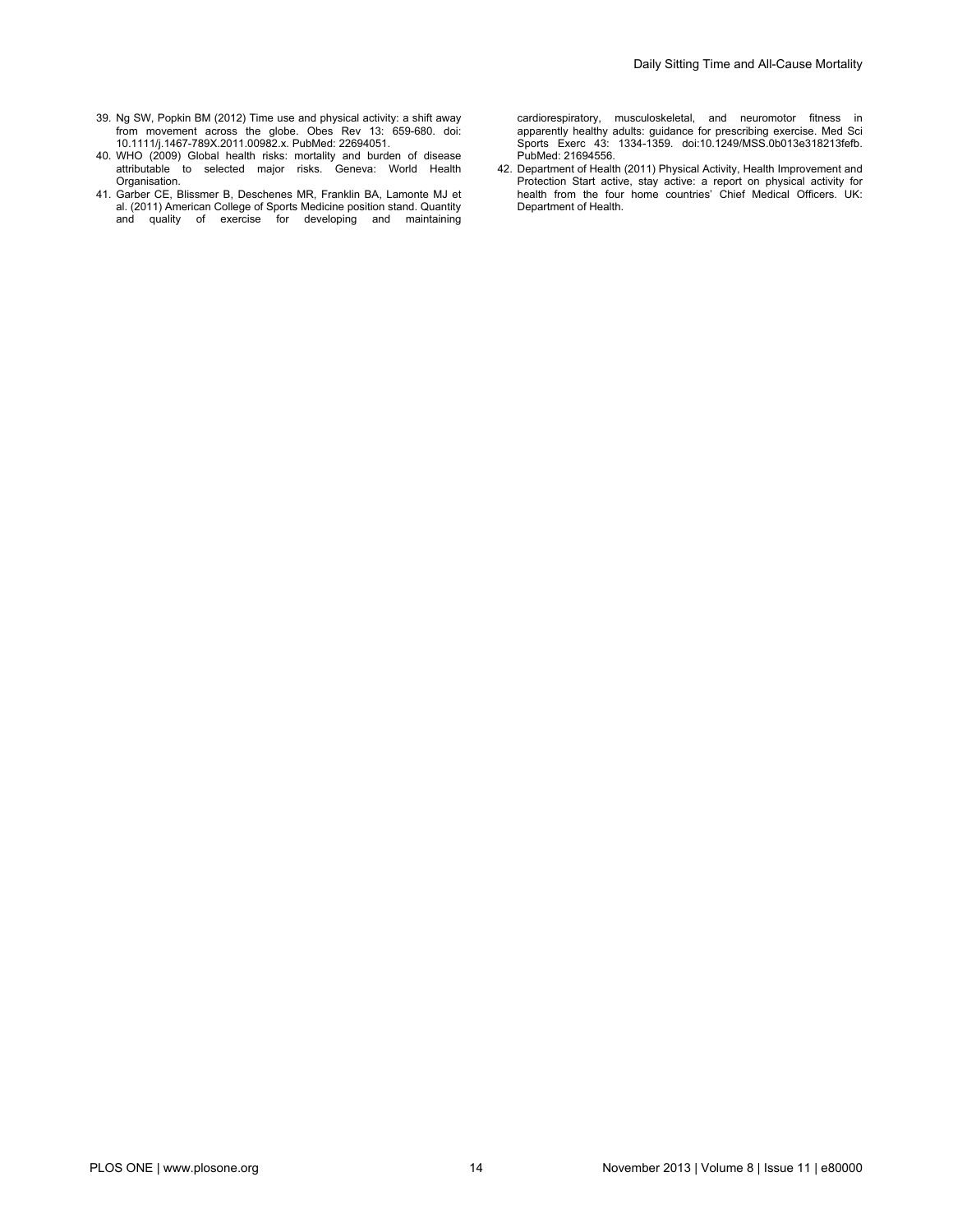39. Ng SW, Popkin BM (2012) Time use and physical activity: a shift away from movement across the globe. Obes Rev 13: 659-680. doi: 10.1111/j.1467-789X.2011.00982.x. PubMed: 22694051.
40. WHO (2009) Global health risks: mortality and burden of disease attributable to selected major risks. Geneva: World Health Organisation.
41. Garber CE, Blissmer B, Deschenes MR, Franklin BA, Lamonte MJ et al. (2011) American College of Sports Medicine position stand. Quantity and quality of exercise for developing and maintaining cardiorespiratory, musculoskeletal, and neuromotor fitness in apparently healthy adults: guidance for prescribing exercise. Med Sci Sports Exerc 43: 1334-1359. doi:10.1249/MSS.0b013e318213fefb. PubMed: 21694556.
42. Department of Health (2011) Physical Activity, Health Improvement and Protection Start active, stay active: a report on physical activity for health from the four home countries' Chief Medical Officers. UK: Department of Health.